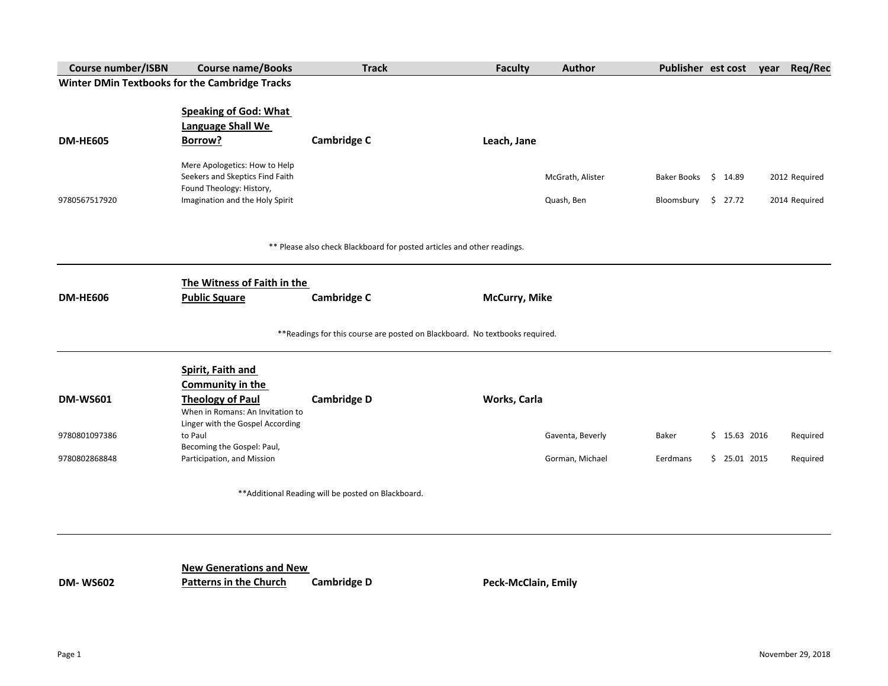| Course number/ISBN | Course name/Books | Track | Faculty | Author | Publisher | est cost | year | Req/Rec |
|---|---|---|---|---|---|---|---|---|
| **Winter DMin Textbooks for the Cambridge Tracks** | | | | | | | | |
| **DM-HE605** | **Speaking of God: What Language Shall We Borrow?** | **Cambridge C** | **Leach, Jane** | | | | | |
| | Mere Apologetics: How to Help Seekers and Skeptics Find Faith | | | McGrath, Alister | Baker Books | $ 14.89 | 2012 | Required |
| 9780567517920 | Found Theology: History, Imagination and the Holy Spirit | | | Quash, Ben | Bloomsbury | $ 27.72 | 2014 | Required |
| | | ** Please also check Blackboard for posted articles and other readings. | | | | | | |
| **DM-HE606** | **The Witness of Faith in the Public Square** | **Cambridge C** | **McCurry, Mike** | | | | | |
| | | **Readings for this course are posted on Blackboard. No textbooks required. | | | | | | |
| **DM-WS601** | **Spirit, Faith and Community in the Theology of Paul** | **Cambridge D** | **Works, Carla** | | | | | |
| 9780801097386 | When in Romans: An Invitation to Linger with the Gospel According to Paul | | | Gaventa, Beverly | Baker | $ 15.63 | 2016 | Required |
| 9780802868848 | Becoming the Gospel: Paul, Participation, and Mission | | | Gorman, Michael | Eerdmans | $ 25.01 | 2015 | Required |
| | | **Additional Reading will be posted on Blackboard. | | | | | | |
| **DM- WS602** | **New Generations and New Patterns in the Church** | **Cambridge D** | **Peck-McClain, Emily** | | | | | |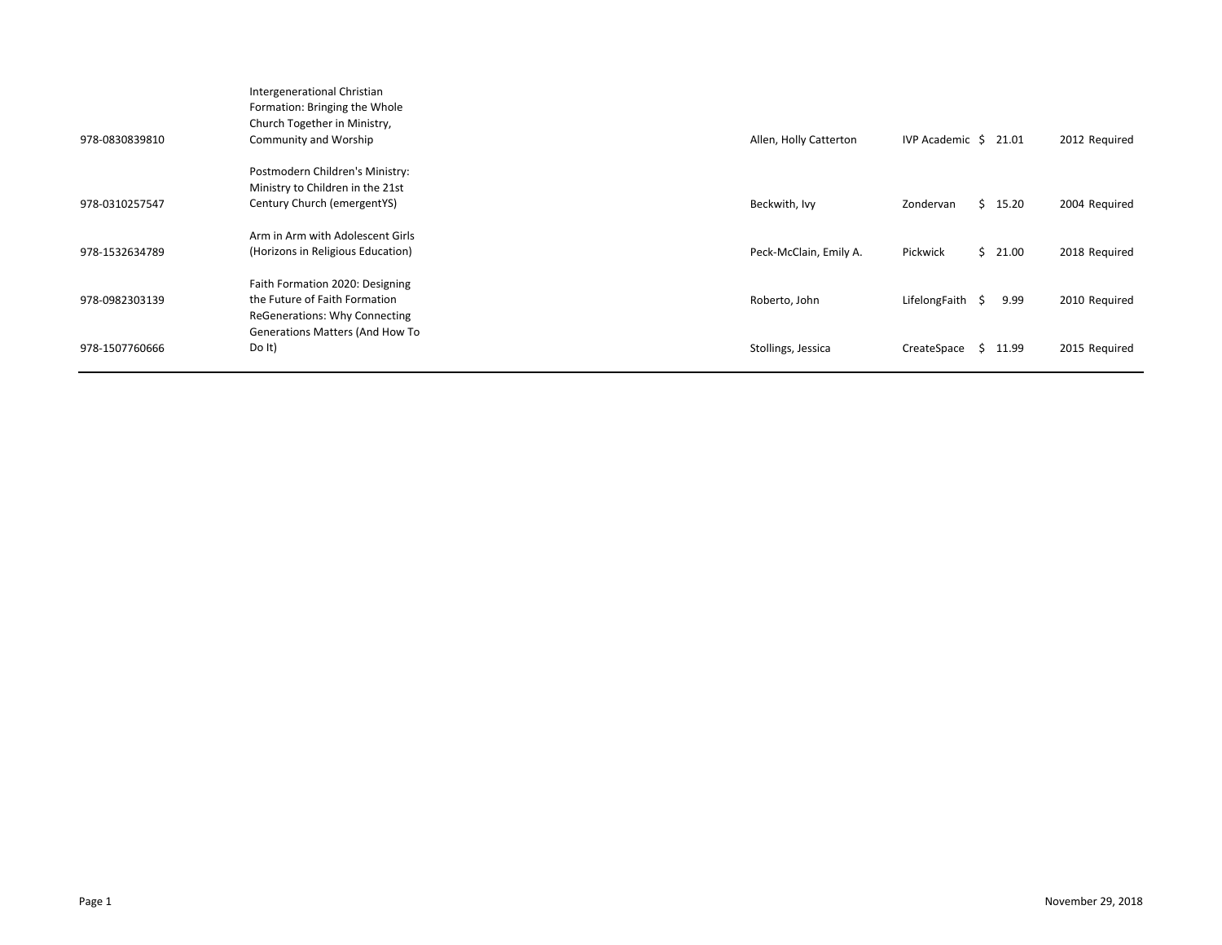| | | | | | | |
|---|---|---|---|---|---|---|
| 978-0830839810 | Intergenerational Christian Formation: Bringing the Whole Church Together in Ministry, Community and Worship | Allen, Holly Catterton | IVP Academic | $ 21.01 | 2012 | Required |
| 978-0310257547 | Postmodern Children's Ministry: Ministry to Children in the 21st Century Church (emergentYS) | Beckwith, Ivy | Zondervan | $ 15.20 | 2004 | Required |
| 978-1532634789 | Arm in Arm with Adolescent Girls (Horizons in Religious Education) | Peck-McClain, Emily A. | Pickwick | $ 21.00 | 2018 | Required |
| 978-0982303139 | Faith Formation 2020: Designing the Future of Faith Formation | Roberto, John | LifelongFaith | $ 9.99 | 2010 | Required |
| 978-1507760666 | ReGenerations: Why Connecting Generations Matters (And How To Do It) | Stollings, Jessica | CreateSpace | $ 11.99 | 2015 | Required |

November 29, 2018